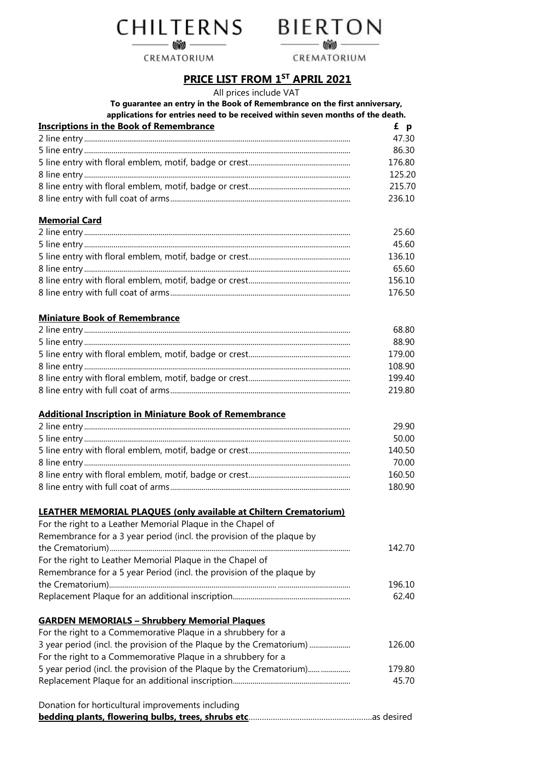CHILTERNS CREMATORIUM    BIERTON CREMATORIUM

# PRICE LIST FROM 1ST APRIL 2021

All prices include VAT

**To guarantee an entry in the Book of Remembrance on the first anniversary, applications for entries need to be received within seven months of the death.**

## Inscriptions in the Book of Remembrance

| | £ p |
|---|---|
| 2 line entry | 47.30 |
| 5 line entry | 86.30 |
| 5 line entry with floral emblem, motif, badge or crest | 176.80 |
| 8 line entry | 125.20 |
| 8 line entry with floral emblem, motif, badge or crest | 215.70 |
| 8 line entry with full coat of arms | 236.10 |

## Memorial Card

| | |
|---|---|
| 2 line entry | 25.60 |
| 5 line entry | 45.60 |
| 5 line entry with floral emblem, motif, badge or crest | 136.10 |
| 8 line entry | 65.60 |
| 8 line entry with floral emblem, motif, badge or crest | 156.10 |
| 8 line entry with full coat of arms | 176.50 |

## Miniature Book of Remembrance

| | |
|---|---|
| 2 line entry | 68.80 |
| 5 line entry | 88.90 |
| 5 line entry with floral emblem, motif, badge or crest | 179.00 |
| 8 line entry | 108.90 |
| 8 line entry with floral emblem, motif, badge or crest | 199.40 |
| 8 line entry with full coat of arms | 219.80 |

## Additional Inscription in Miniature Book of Remembrance

| | |
|---|---|
| 2 line entry | 29.90 |
| 5 line entry | 50.00 |
| 5 line entry with floral emblem, motif, badge or crest | 140.50 |
| 8 line entry | 70.00 |
| 8 line entry with floral emblem, motif, badge or crest | 160.50 |
| 8 line entry with full coat of arms | 180.90 |

## LEATHER MEMORIAL PLAQUES (only available at Chiltern Crematorium)

| | |
|---|---|
| For the right to a Leather Memorial Plaque in the Chapel of Remembrance for a 3 year period (incl. the provision of the plaque by the Crematorium) | 142.70 |
| For the right to Leather Memorial Plaque in the Chapel of Remembrance for a 5 year Period (incl. the provision of the plaque by the Crematorium) | 196.10 |
| Replacement Plaque for an additional inscription | 62.40 |

## GARDEN MEMORIALS – Shrubbery Memorial Plaques

| | |
|---|---|
| For the right to a Commemorative Plaque in a shrubbery for a 3 year period (incl. the provision of the Plaque by the Crematorium) | 126.00 |
| For the right to a Commemorative Plaque in a shrubbery for a 5 year period (incl. the provision of the Plaque by the Crematorium) | 179.80 |
| Replacement Plaque for an additional inscription | 45.70 |

Donation for horticultural improvements including **bedding plants, flowering bulbs, trees, shrubs etc** ........ as desired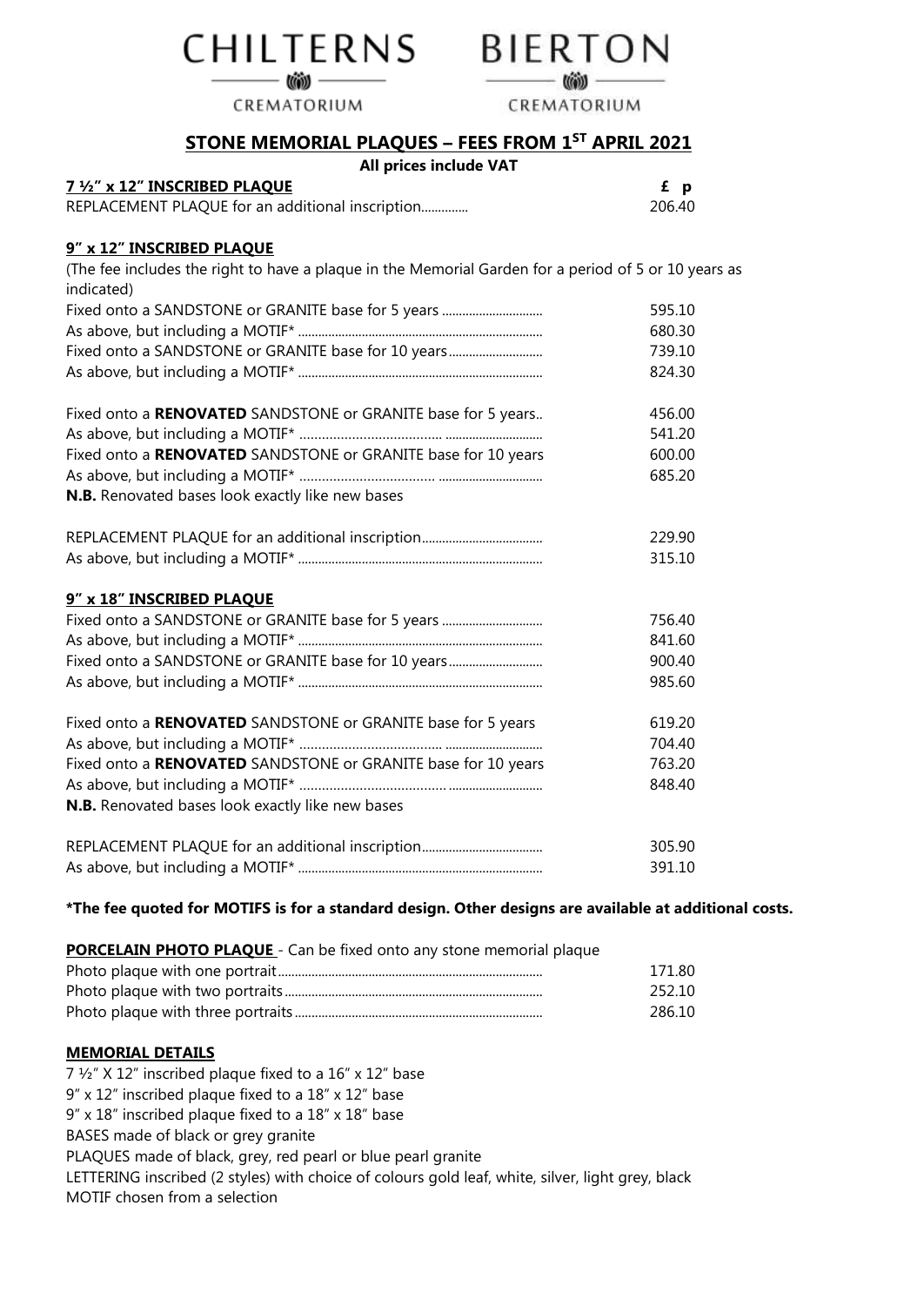CHILTERNS CREMATORIUM &nbsp;&nbsp;&nbsp; BIERTON CREMATORIUM

# STONE MEMORIAL PLAQUES – FEES FROM 1ST APRIL 2021

**All prices include VAT**

| **7 ½" x 12" INSCRIBED PLAQUE** | **£ p** |
|---|---|
| REPLACEMENT PLAQUE for an additional inscription............. | 206.40 |

**9" x 12" INSCRIBED PLAQUE**

(The fee includes the right to have a plaque in the Memorial Garden for a period of 5 or 10 years as indicated)

| | |
|---|---|
| Fixed onto a SANDSTONE or GRANITE base for 5 years .............................. | 595.10 |
| As above, but including a MOTIF* ......................................................................... | 680.30 |
| Fixed onto a SANDSTONE or GRANITE base for 10 years............................ | 739.10 |
| As above, but including a MOTIF* ......................................................................... | 824.30 |
| Fixed onto a **RENOVATED** SANDSTONE or GRANITE base for 5 years.. | 456.00 |
| As above, but including a MOTIF* ..................................... ............................ | 541.20 |
| Fixed onto a **RENOVATED** SANDSTONE or GRANITE base for 10 years | 600.00 |
| As above, but including a MOTIF* .................................... .............................. | 685.20 |

**N.B.** Renovated bases look exactly like new bases

| | |
|---|---|
| REPLACEMENT PLAQUE for an additional inscription.................................... | 229.90 |
| As above, but including a MOTIF* ......................................................................... | 315.10 |

**9" x 18" INSCRIBED PLAQUE**

| | |
|---|---|
| Fixed onto a SANDSTONE or GRANITE base for 5 years .............................. | 756.40 |
| As above, but including a MOTIF* ......................................................................... | 841.60 |
| Fixed onto a SANDSTONE or GRANITE base for 10 years............................ | 900.40 |
| As above, but including a MOTIF* ......................................................................... | 985.60 |
| Fixed onto a **RENOVATED** SANDSTONE or GRANITE base for 5 years | 619.20 |
| As above, but including a MOTIF* ..................................... ............................ | 704.40 |
| Fixed onto a **RENOVATED** SANDSTONE or GRANITE base for 10 years | 763.20 |
| As above, but including a MOTIF* ...................................... ........................... | 848.40 |

**N.B.** Renovated bases look exactly like new bases

| | |
|---|---|
| REPLACEMENT PLAQUE for an additional inscription.................................... | 305.90 |
| As above, but including a MOTIF* ......................................................................... | 391.10 |

**\*The fee quoted for MOTIFS is for a standard design. Other designs are available at additional costs.**

**PORCELAIN PHOTO PLAQUE** - Can be fixed onto any stone memorial plaque

| | |
|---|---|
| Photo plaque with one portrait................................................................................ | 171.80 |
| Photo plaque with two portraits.............................................................................. | 252.10 |
| Photo plaque with three portraits........................................................................... | 286.10 |

**MEMORIAL DETAILS**

7 ½" X 12" inscribed plaque fixed to a 16" x 12" base
9" x 12" inscribed plaque fixed to a 18" x 12" base
9" x 18" inscribed plaque fixed to a 18" x 18" base
BASES made of black or grey granite
PLAQUES made of black, grey, red pearl or blue pearl granite
LETTERING inscribed (2 styles) with choice of colours gold leaf, white, silver, light grey, black
MOTIF chosen from a selection